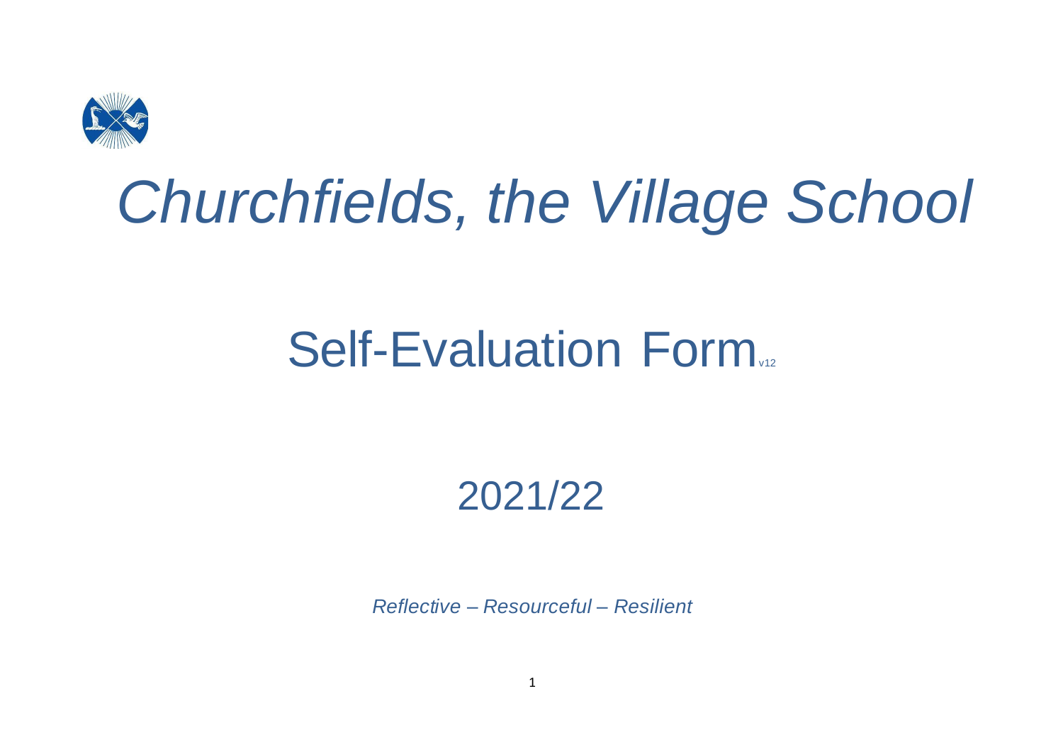# *Churchfields, the Village School*

## Self-Evaluation Form v12

## 2021/22

*Reflective – Resourceful – Resilient*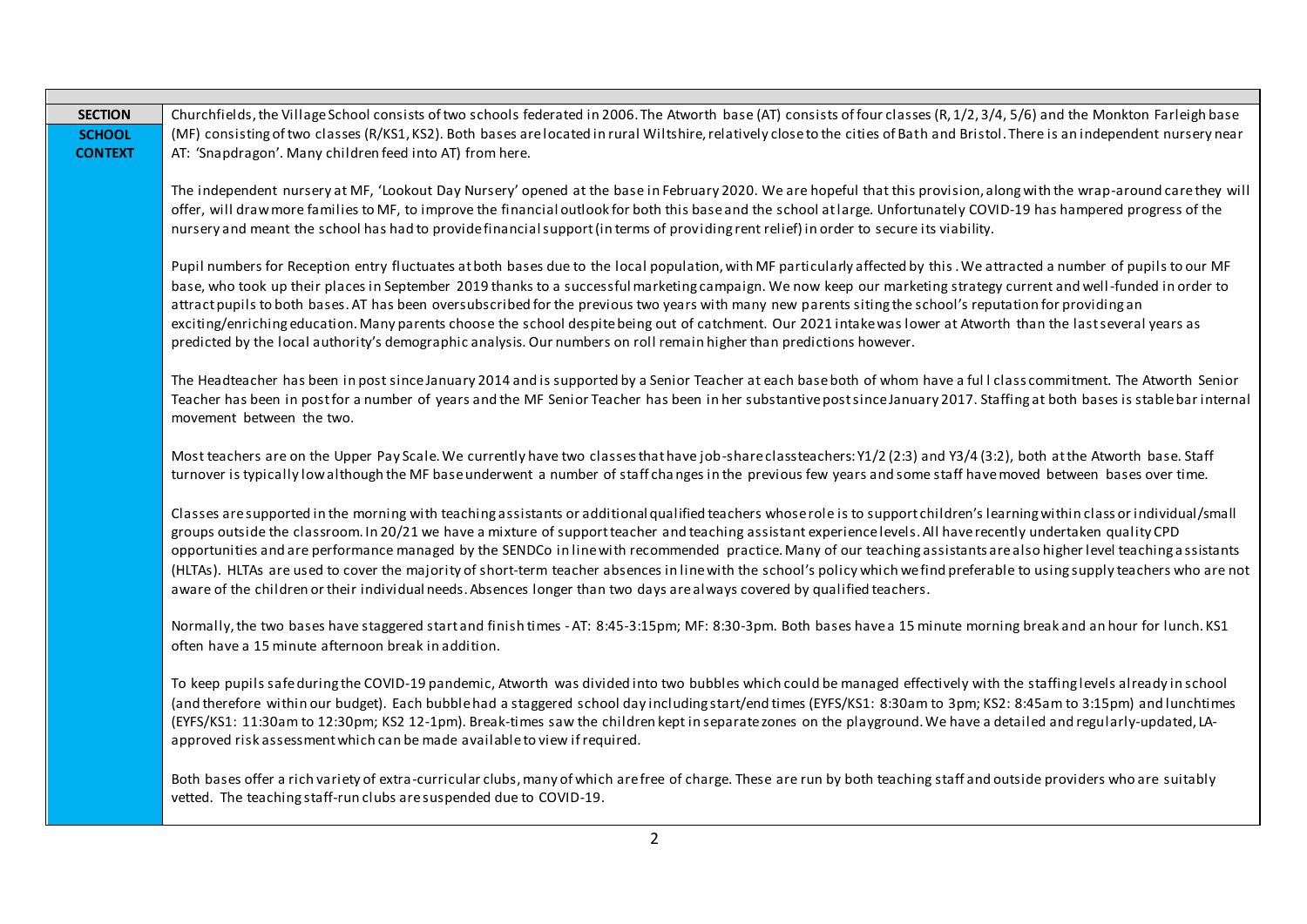| SECTION SCHOOL CONTEXT | |
|---|---|
| **SECTION**<br>**SCHOOL CONTEXT** | Churchfields, the Village School consists of two schools federated in 2006. The Atworth base (AT) consists of four classes (R, 1/2, 3/4, 5/6) and the Monkton Farleigh base (MF) consisting of two classes (R/KS1, KS2). Both bases are located in rural Wiltshire, relatively close to the cities of Bath and Bristol. There is an independent nursery near AT: 'Snapdragon'. Many children feed into AT) from here.<br><br>The independent nursery at MF, 'Lookout Day Nursery' opened at the base in February 2020. We are hopeful that this provision, along with the wrap-around care they will offer, will draw more families to MF, to improve the financial outlook for both this base and the school at large. Unfortunately COVID-19 has hampered progress of the nursery and meant the school has had to provide financial support (in terms of providing rent relief) in order to secure its viability.<br><br>Pupil numbers for Reception entry fluctuates at both bases due to the local population, with MF particularly affected by this . We attracted a number of pupils to our MF base, who took up their places in September 2019 thanks to a successful marketing campaign. We now keep our marketing strategy current and well-funded in order to attract pupils to both bases. AT has been oversubscribed for the previous two years with many new parents siting the school's reputation for providing an exciting/enriching education. Many parents choose the school despite being out of catchment. Our 2021 intake was lower at Atworth than the last several years as predicted by the local authority's demographic analysis. Our numbers on roll remain higher than predictions however.<br><br>The Headteacher has been in post since January 2014 and is supported by a Senior Teacher at each base both of whom have a full class commitment. The Atworth Senior Teacher has been in post for a number of years and the MF Senior Teacher has been in her substantive post since January 2017. Staffing at both bases is stable bar internal movement between the two.<br><br>Most teachers are on the Upper Pay Scale. We currently have two classes that have job-share classteachers: Y1/2 (2:3) and Y3/4 (3:2), both at the Atworth base. Staff turnover is typically low although the MF base underwent a number of staff changes in the previous few years and some staff have moved between bases over time.<br><br>Classes are supported in the morning with teaching assistants or additional qualified teachers whose role is to support children's learning within class or individual/small groups outside the classroom. In 20/21 we have a mixture of support teacher and teaching assistant experience levels. All have recently undertaken quality CPD opportunities and are performance managed by the SENDCo in line with recommended practice. Many of our teaching assistants are also higher level teaching assistants (HLTAs). HLTAs are used to cover the majority of short-term teacher absences in line with the school's policy which we find preferable to using supply teachers who are not aware of the children or their individual needs. Absences longer than two days are always covered by qualified teachers.<br><br>Normally, the two bases have staggered start and finish times - AT: 8:45-3:15pm; MF: 8:30-3pm. Both bases have a 15 minute morning break and an hour for lunch. KS1 often have a 15 minute afternoon break in addition.<br><br>To keep pupils safe during the COVID-19 pandemic, Atworth was divided into two bubbles which could be managed effectively with the staffing levels already in school (and therefore within our budget). Each bubble had a staggered school day including start/end times (EYFS/KS1: 8:30am to 3pm; KS2: 8:45am to 3:15pm) and lunchtimes (EYFS/KS1: 11:30am to 12:30pm; KS2 12-1pm). Break-times saw the children kept in separate zones on the playground. We have a detailed and regularly-updated, LA-approved risk assessment which can be made available to view if required.<br><br>Both bases offer a rich variety of extra-curricular clubs, many of which are free of charge. These are run by both teaching staff and outside providers who are suitably vetted. The teaching staff-run clubs are suspended due to COVID-19. |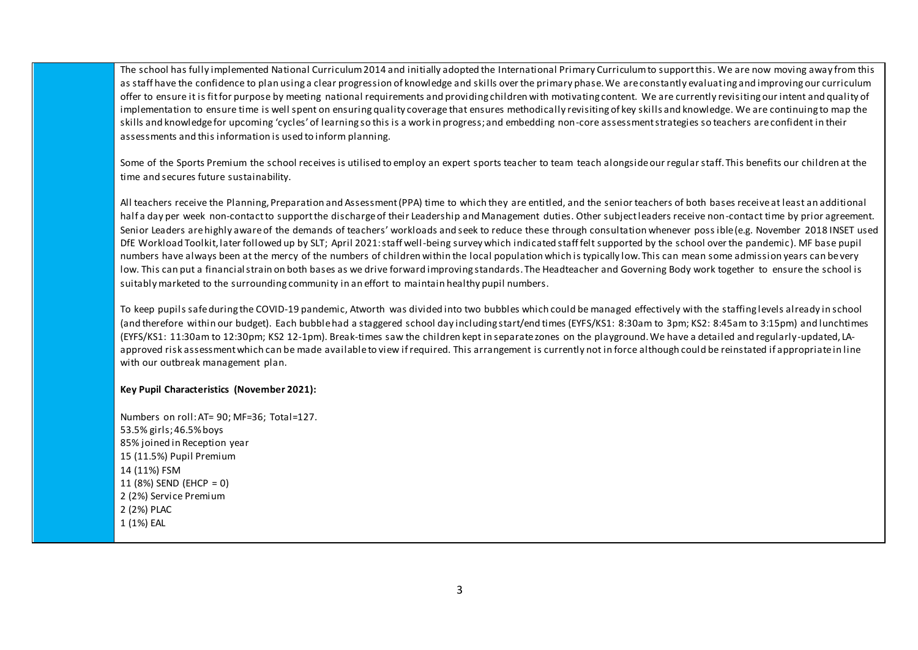The school has fully implemented National Curriculum 2014 and initially adopted the International Primary Curriculum to support this. We are now moving away from this as staff have the confidence to plan using a clear progression of knowledge and skills over the primary phase. We are constantly evaluating and improving our curriculum offer to ensure it is fit for purpose by meeting national requirements and providing children with motivating content. We are currently revisiting our intent and quality of implementation to ensure time is well spent on ensuring quality coverage that ensures methodically revisiting of key skills and knowledge. We are continuing to map the skills and knowledge for upcoming 'cycles' of learning so this is a work in progress; and embedding non-core assessment strategies so teachers are confident in their assessments and this information is used to inform planning.

Some of the Sports Premium the school receives is utilised to employ an expert sports teacher to team teach alongside our regular staff. This benefits our children at the time and secures future sustainability.

All teachers receive the Planning, Preparation and Assessment (PPA) time to which they are entitled, and the senior teachers of both bases receive at least an additional half a day per week non-contact to support the discharge of their Leadership and Management duties. Other subject leaders receive non-contact time by prior agreement. Senior Leaders are highly aware of the demands of teachers' workloads and seek to reduce these through consultation whenever possible (e.g. November 2018 INSET used DfE Workload Toolkit, later followed up by SLT; April 2021: staff well-being survey which indicated staff felt supported by the school over the pandemic). MF base pupil numbers have always been at the mercy of the numbers of children within the local population which is typically low. This can mean some admission years can be very low. This can put a financial strain on both bases as we drive forward improving standards. The Headteacher and Governing Body work together to ensure the school is suitably marketed to the surrounding community in an effort to maintain healthy pupil numbers.

To keep pupils safe during the COVID-19 pandemic, Atworth was divided into two bubbles which could be managed effectively with the staffing levels already in school (and therefore within our budget). Each bubble had a staggered school day including start/end times (EYFS/KS1: 8:30am to 3pm; KS2: 8:45am to 3:15pm) and lunchtimes (EYFS/KS1: 11:30am to 12:30pm; KS2 12-1pm). Break-times saw the children kept in separate zones on the playground. We have a detailed and regularly-updated, LA-approved risk assessment which can be made available to view if required. This arrangement is currently not in force although could be reinstated if appropriate in line with our outbreak management plan.

**Key Pupil Characteristics (November 2021):**

Numbers on roll: AT= 90; MF=36; Total=127.
53.5% girls; 46.5% boys
85% joined in Reception year
15 (11.5%) Pupil Premium
14 (11%) FSM
11 (8%) SEND (EHCP = 0)
2 (2%) Service Premium
2 (2%) PLAC
1 (1%) EAL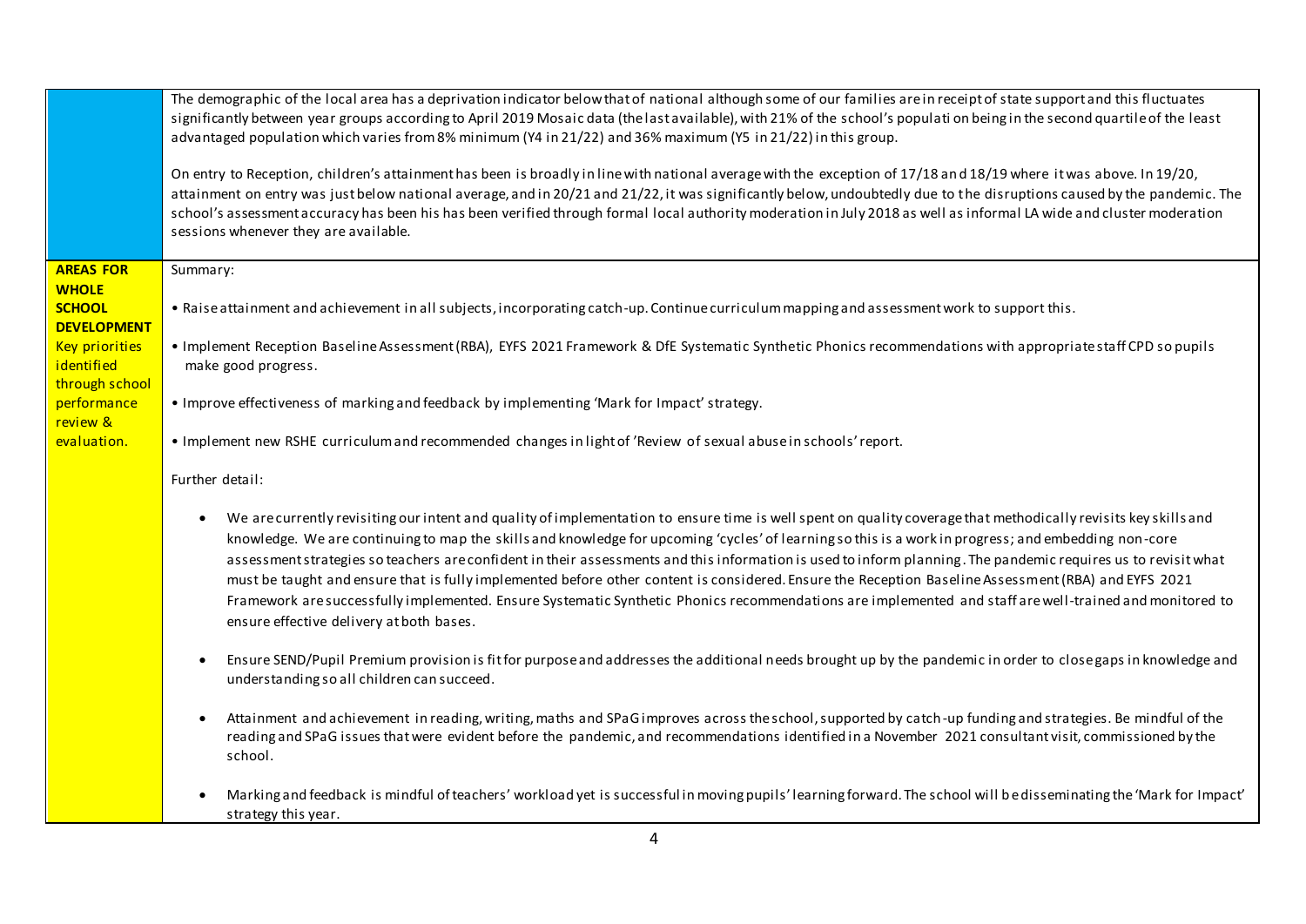| | |
|---|---|
| | The demographic of the local area has a deprivation indicator below that of national although some of our families are in receipt of state support and this fluctuates significantly between year groups according to April 2019 Mosaic data (the last available), with 21% of the school's population being in the second quartile of the least advantaged population which varies from 8% minimum (Y4 in 21/22) and 36% maximum (Y5 in 21/22) in this group.<br><br>On entry to Reception, children's attainment has been is broadly in line with national average with the exception of 17/18 and 18/19 where it was above. In 19/20, attainment on entry was just below national average, and in 20/21 and 21/22, it was significantly below, undoubtedly due to the disruptions caused by the pandemic. The school's assessment accuracy has been his has been verified through formal local authority moderation in July 2018 as well as informal LA wide and cluster moderation sessions whenever they are available. |
| **AREAS FOR WHOLE SCHOOL DEVELOPMENT**<br>Key priorities identified through school performance review & evaluation. | Summary:<br><br>• Raise attainment and achievement in all subjects, incorporating catch-up. Continue curriculum mapping and assessment work to support this.<br><br>• Implement Reception Baseline Assessment (RBA), EYFS 2021 Framework & DfE Systematic Synthetic Phonics recommendations with appropriate staff CPD so pupils make good progress.<br><br>• Improve effectiveness of marking and feedback by implementing 'Mark for Impact' strategy.<br><br>• Implement new RSHE curriculum and recommended changes in light of 'Review of sexual abuse in schools' report.<br><br>Further detail:<br><br>• We are currently revisiting our intent and quality of implementation to ensure time is well spent on quality coverage that methodically revisits key skills and knowledge. We are continuing to map the skills and knowledge for upcoming 'cycles' of learning so this is a work in progress; and embedding non-core assessment strategies so teachers are confident in their assessments and this information is used to inform planning. The pandemic requires us to revisit what must be taught and ensure that is fully implemented before other content is considered. Ensure the Reception Baseline Assessment (RBA) and EYFS 2021 Framework are successfully implemented. Ensure Systematic Synthetic Phonics recommendations are implemented and staff are well-trained and monitored to ensure effective delivery at both bases.<br><br>• Ensure SEND/Pupil Premium provision is fit for purpose and addresses the additional needs brought up by the pandemic in order to close gaps in knowledge and understanding so all children can succeed.<br><br>• Attainment and achievement in reading, writing, maths and SPaG improves across the school, supported by catch-up funding and strategies. Be mindful of the reading and SPaG issues that were evident before the pandemic, and recommendations identified in a November 2021 consultant visit, commissioned by the school.<br><br>• Marking and feedback is mindful of teachers' workload yet is successful in moving pupils' learning forward. The school will be disseminating the 'Mark for Impact' strategy this year. |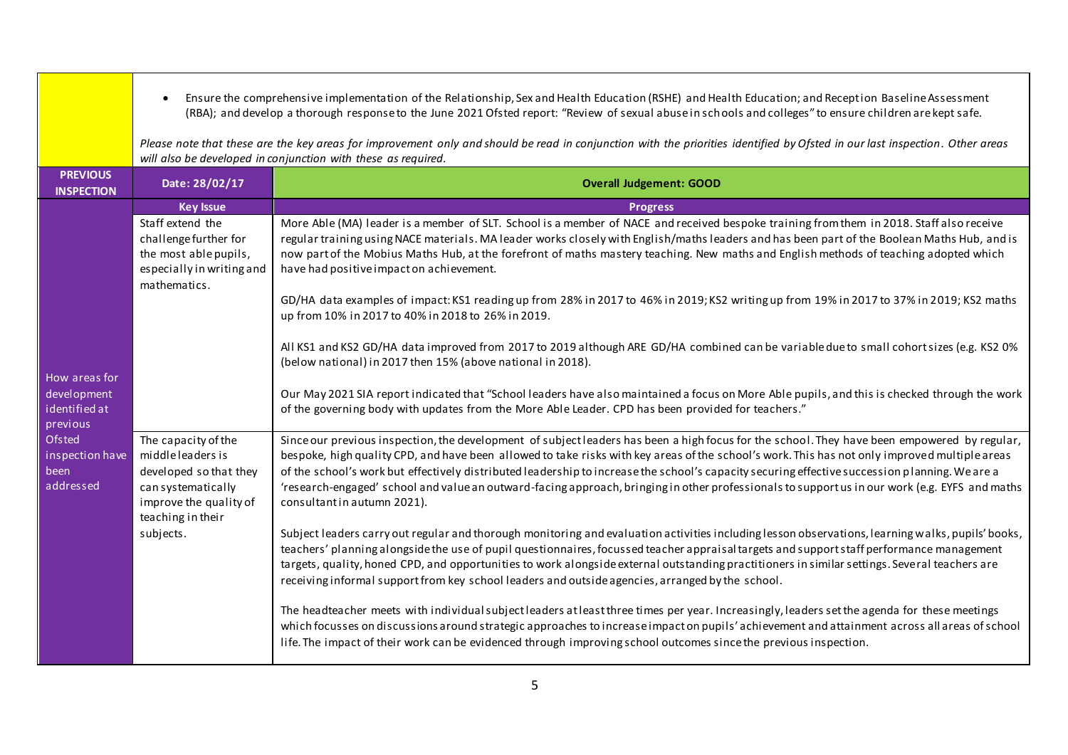| | |
|---|---|
| | • Ensure the comprehensive implementation of the Relationship, Sex and Health Education (RSHE) and Health Education; and Reception Baseline Assessment (RBA); and develop a thorough response to the June 2021 Ofsted report: "Review of sexual abuse in schools and colleges" to ensure children are kept safe.<br><br>*Please note that these are the key areas for improvement only and should be read in conjunction with the priorities identified by Ofsted in our last inspection. Other areas will also be developed in conjunction with these as required.* |

| **PREVIOUS INSPECTION** | **Date: 28/02/17** | **Overall Judgement: GOOD** |
|---|---|---|
| | **Key Issue** | **Progress** |
| How areas for development identified at previous Ofsted inspection have been addressed | Staff extend the challenge further for the most able pupils, especially in writing and mathematics. | More Able (MA) leader is a member of SLT. School is a member of NACE and received bespoke training from them in 2018. Staff also receive regular training using NACE materials. MA leader works closely with English/maths leaders and has been part of the Boolean Maths Hub, and is now part of the Mobius Maths Hub, at the forefront of maths mastery teaching. New maths and English methods of teaching adopted which have had positive impact on achievement.<br><br>GD/HA data examples of impact: KS1 reading up from 28% in 2017 to 46% in 2019; KS2 writing up from 19% in 2017 to 37% in 2019; KS2 maths up from 10% in 2017 to 40% in 2018 to 26% in 2019.<br><br>All KS1 and KS2 GD/HA data improved from 2017 to 2019 although ARE GD/HA combined can be variable due to small cohort sizes (e.g. KS2 0% (below national) in 2017 then 15% (above national in 2018).<br><br>Our May 2021 SIA report indicated that "School leaders have also maintained a focus on More Able pupils, and this is checked through the work of the governing body with updates from the More Able Leader. CPD has been provided for teachers." |
| | The capacity of the middle leaders is developed so that they can systematically improve the quality of teaching in their subjects. | Since our previous inspection, the development of subject leaders has been a high focus for the school. They have been empowered by regular, bespoke, high quality CPD, and have been allowed to take risks with key areas of the school's work. This has not only improved multiple areas of the school's work but effectively distributed leadership to increase the school's capacity securing effective succession planning. We are a 'research-engaged' school and value an outward-facing approach, bringing in other professionals to support us in our work (e.g. EYFS and maths consultant in autumn 2021).<br><br>Subject leaders carry out regular and thorough monitoring and evaluation activities including lesson observations, learning walks, pupils' books, teachers' planning alongside the use of pupil questionnaires, focussed teacher appraisal targets and support staff performance management targets, quality, honed CPD, and opportunities to work alongside external outstanding practitioners in similar settings. Several teachers are receiving informal support from key school leaders and outside agencies, arranged by the school.<br><br>The headteacher meets with individual subject leaders at least three times per year. Increasingly, leaders set the agenda for these meetings which focusses on discussions around strategic approaches to increase impact on pupils' achievement and attainment across all areas of school life. The impact of their work can be evidenced through improving school outcomes since the previous inspection. |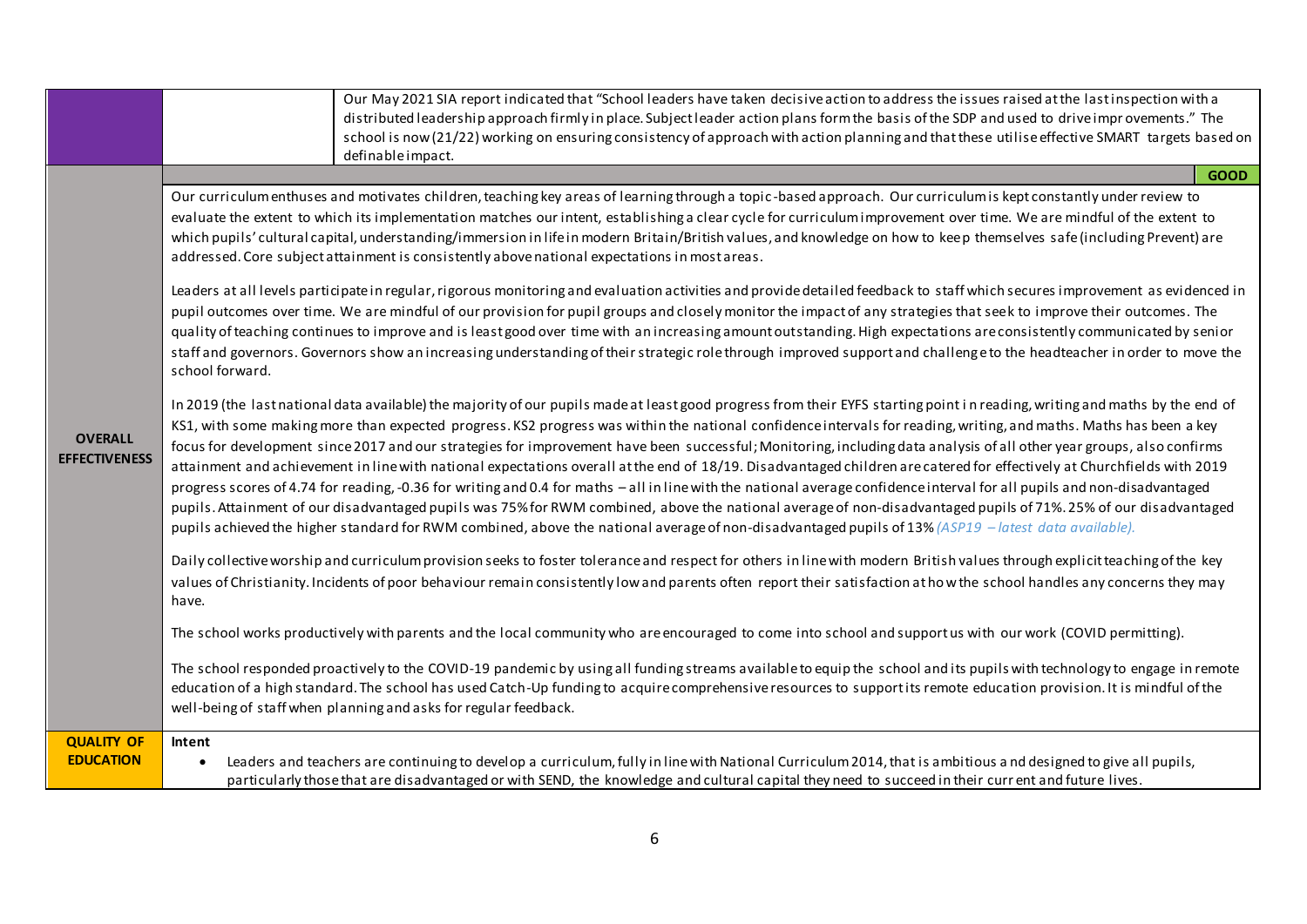| | | |
|---|---|---|
| | | Our May 2021 SIA report indicated that "School leaders have taken decisive action to address the issues raised at the last inspection with a distributed leadership approach firmly in place. Subject leader action plans form the basis of the SDP and used to drive improvements." The school is now (21/22) working on ensuring consistency of approach with action planning and that these utilise effective SMART targets based on definable impact. |
| **OVERALL EFFECTIVENESS** | **GOOD**<br><br>Our curriculum enthuses and motivates children, teaching key areas of learning through a topic-based approach. Our curriculum is kept constantly under review to evaluate the extent to which its implementation matches our intent, establishing a clear cycle for curriculum improvement over time. We are mindful of the extent to which pupils' cultural capital, understanding/immersion in life in modern Britain/British values, and knowledge on how to keep themselves safe (including Prevent) are addressed. Core subject attainment is consistently above national expectations in most areas.<br><br>Leaders at all levels participate in regular, rigorous monitoring and evaluation activities and provide detailed feedback to staff which secures improvement as evidenced in pupil outcomes over time. We are mindful of our provision for pupil groups and closely monitor the impact of any strategies that seek to improve their outcomes. The quality of teaching continues to improve and is least good over time with an increasing amount outstanding. High expectations are consistently communicated by senior staff and governors. Governors show an increasing understanding of their strategic role through improved support and challenge to the headteacher in order to move the school forward.<br><br>In 2019 (the last national data available) the majority of our pupils made at least good progress from their EYFS starting point in reading, writing and maths by the end of KS1, with some making more than expected progress. KS2 progress was within the national confidence intervals for reading, writing, and maths. Maths has been a key focus for development since 2017 and our strategies for improvement have been successful; Monitoring, including data analysis of all other year groups, also confirms attainment and achievement in line with national expectations overall at the end of 18/19. Disadvantaged children are catered for effectively at Churchfields with 2019 progress scores of 4.74 for reading, -0.36 for writing and 0.4 for maths – all in line with the national average confidence interval for all pupils and non-disadvantaged pupils. Attainment of our disadvantaged pupils was 75% for RWM combined, above the national average of non-disadvantaged pupils of 71%. 25% of our disadvantaged pupils achieved the higher standard for RWM combined, above the national average of non-disadvantaged pupils of 13% *(ASP19 – latest data available).*<br><br>Daily collective worship and curriculum provision seeks to foster tolerance and respect for others in line with modern British values through explicit teaching of the key values of Christianity. Incidents of poor behaviour remain consistently low and parents often report their satisfaction at how the school handles any concerns they may have.<br><br>The school works productively with parents and the local community who are encouraged to come into school and support us with our work (COVID permitting).<br><br>The school responded proactively to the COVID-19 pandemic by using all funding streams available to equip the school and its pupils with technology to engage in remote education of a high standard. The school has used Catch-Up funding to acquire comprehensive resources to support its remote education provision. It is mindful of the well-being of staff when planning and asks for regular feedback. | |
| **QUALITY OF EDUCATION** | **Intent**<br>• Leaders and teachers are continuing to develop a curriculum, fully in line with National Curriculum 2014, that is ambitious and designed to give all pupils, particularly those that are disadvantaged or with SEND, the knowledge and cultural capital they need to succeed in their current and future lives. | |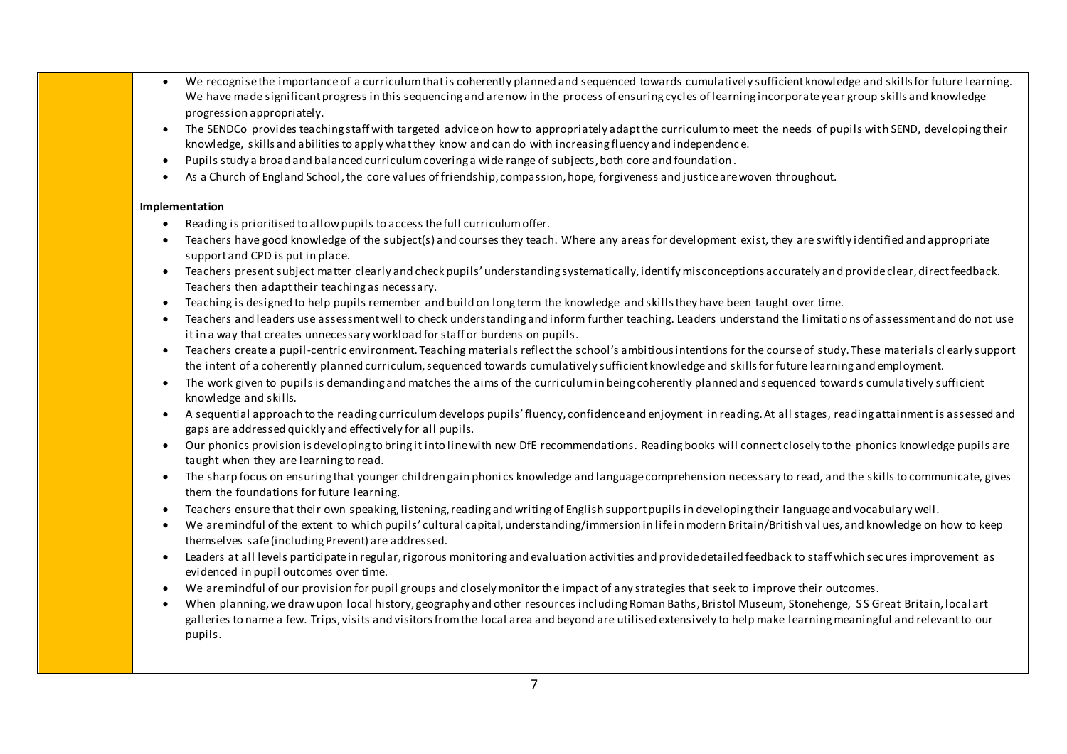- We recognise the importance of a curriculum that is coherently planned and sequenced towards cumulatively sufficient knowledge and skills for future learning. We have made significant progress in this sequencing and are now in the process of ensuring cycles of learning incorporate year group skills and knowledge progression appropriately.
- The SENDCo provides teaching staff with targeted advice on how to appropriately adapt the curriculum to meet the needs of pupils with SEND, developing their knowledge, skills and abilities to apply what they know and can do with increasing fluency and independence.
- Pupils study a broad and balanced curriculum covering a wide range of subjects, both core and foundation.
- As a Church of England School, the core values of friendship, compassion, hope, forgiveness and justice are woven throughout.

**Implementation**

- Reading is prioritised to allow pupils to access the full curriculum offer.
- Teachers have good knowledge of the subject(s) and courses they teach. Where any areas for development exist, they are swiftly identified and appropriate support and CPD is put in place.
- Teachers present subject matter clearly and check pupils' understanding systematically, identify misconceptions accurately and provide clear, direct feedback. Teachers then adapt their teaching as necessary.
- Teaching is designed to help pupils remember and build on long term the knowledge and skills they have been taught over time.
- Teachers and leaders use assessment well to check understanding and inform further teaching. Leaders understand the limitations of assessment and do not use it in a way that creates unnecessary workload for staff or burdens on pupils.
- Teachers create a pupil-centric environment. Teaching materials reflect the school's ambitious intentions for the course of study. These materials clearly support the intent of a coherently planned curriculum, sequenced towards cumulatively sufficient knowledge and skills for future learning and employment.
- The work given to pupils is demanding and matches the aims of the curriculum in being coherently planned and sequenced towards cumulatively sufficient knowledge and skills.
- A sequential approach to the reading curriculum develops pupils' fluency, confidence and enjoyment in reading. At all stages, reading attainment is assessed and gaps are addressed quickly and effectively for all pupils.
- Our phonics provision is developing to bring it into line with new DfE recommendations. Reading books will connect closely to the phonics knowledge pupils are taught when they are learning to read.
- The sharp focus on ensuring that younger children gain phonics knowledge and language comprehension necessary to read, and the skills to communicate, gives them the foundations for future learning.
- Teachers ensure that their own speaking, listening, reading and writing of English support pupils in developing their language and vocabulary well.
- We are mindful of the extent to which pupils' cultural capital, understanding/immersion in life in modern Britain/British values, and knowledge on how to keep themselves safe (including Prevent) are addressed.
- Leaders at all levels participate in regular, rigorous monitoring and evaluation activities and provide detailed feedback to staff which secures improvement as evidenced in pupil outcomes over time.
- We are mindful of our provision for pupil groups and closely monitor the impact of any strategies that seek to improve their outcomes.
- When planning, we draw upon local history, geography and other resources including Roman Baths, Bristol Museum, Stonehenge, SS Great Britain, local art galleries to name a few. Trips, visits and visitors from the local area and beyond are utilised extensively to help make learning meaningful and relevant to our pupils.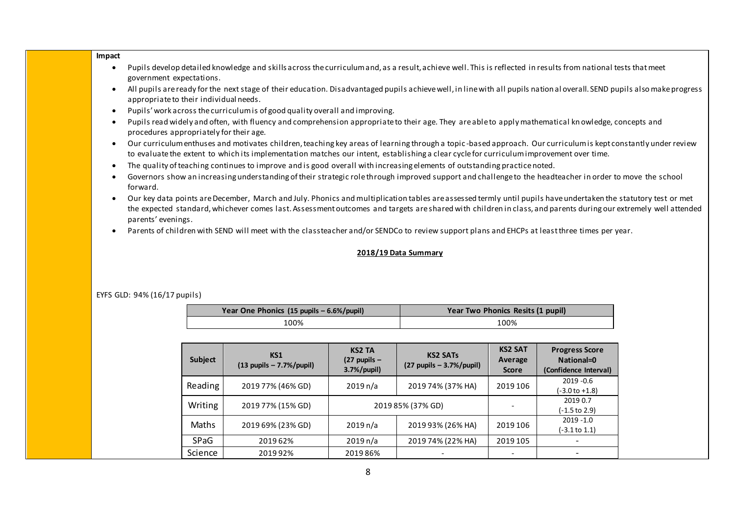**Impact**

- Pupils develop detailed knowledge and skills across the curriculum and, as a result, achieve well. This is reflected in results from national tests that meet government expectations.
- All pupils are ready for the next stage of their education. Disadvantaged pupils achieve well, in line with all pupils national overall. SEND pupils also make progress appropriate to their individual needs.
- Pupils' work across the curriculum is of good quality overall and improving.
- Pupils read widely and often, with fluency and comprehension appropriate to their age. They are able to apply mathematical knowledge, concepts and procedures appropriately for their age.
- Our curriculum enthuses and motivates children, teaching key areas of learning through a topic-based approach. Our curriculum is kept constantly under review to evaluate the extent to which its implementation matches our intent, establishing a clear cycle for curriculum improvement over time.
- The quality of teaching continues to improve and is good overall with increasing elements of outstanding practice noted.
- Governors show an increasing understanding of their strategic role through improved support and challenge to the headteacher in order to move the school forward.
- Our key data points are December, March and July. Phonics and multiplication tables are assessed termly until pupils have undertaken the statutory test or met the expected standard, whichever comes last. Assessment outcomes and targets are shared with children in class, and parents during our extremely well attended parents' evenings.
- Parents of children with SEND will meet with the classteacher and/or SENDCo to review support plans and EHCPs at least three times per year.

**2018/19 Data Summary**

EYFS GLD: 94% (16/17 pupils)

| Year One Phonics (15 pupils – 6.6%/pupil) | Year Two Phonics Resits (1 pupil) |
|---|---|
| 100% | 100% |

| Subject | KS1 (13 pupils – 7.7%/pupil) | KS2 TA (27 pupils – 3.7%/pupil) | KS2 SATs (27 pupils – 3.7%/pupil) | KS2 SAT Average Score | Progress Score National=0 (Confidence Interval) |
|---|---|---|---|---|---|
| Reading | 2019 77% (46% GD) | 2019 n/a | 2019 74% (37% HA) | 2019 106 | 2019 -0.6 (-3.0 to +1.8) |
| Writing | 2019 77% (15% GD) | 2019 85% (37% GD) | | - | 2019 0.7 (-1.5 to 2.9) |
| Maths | 2019 69% (23% GD) | 2019 n/a | 2019 93% (26% HA) | 2019 106 | 2019 -1.0 (-3.1 to 1.1) |
| SPaG | 2019 62% | 2019 n/a | 2019 74% (22% HA) | 2019 105 | - |
| Science | 2019 92% | 2019 86% | - | - | - |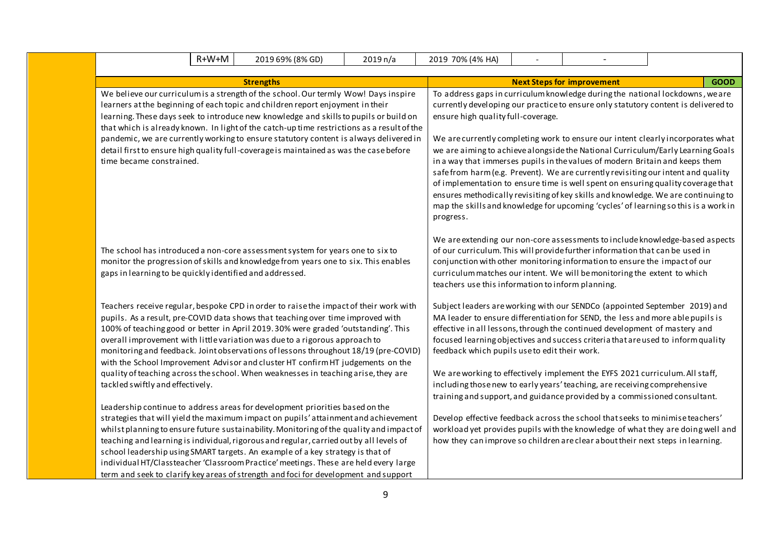| | R+W+M | 2019 69% (8% GD) | 2019 n/a | 2019 70% (4% HA) | - | - | |
|---|---|---|---|---|---|---|---|

| Strengths | Next Steps for improvement — GOOD |
|---|---|
| We believe our curriculum is a strength of the school. Our termly Wow! Days inspire learners at the beginning of each topic and children report enjoyment in their learning. These days seek to introduce new knowledge and skills to pupils or build on that which is already known. In light of the catch-up time restrictions as a result of the pandemic, we are currently working to ensure statutory content is always delivered in detail first to ensure high quality full-coverage is maintained as was the case before time became constrained. | To address gaps in curriculum knowledge during the national lockdowns, we are currently developing our practice to ensure only statutory content is delivered to ensure high quality full-coverage.<br><br>We are currently completing work to ensure our intent clearly incorporates what we are aiming to achieve alongside the National Curriculum/Early Learning Goals in a way that immerses pupils in the values of modern Britain and keeps them safe from harm (e.g. Prevent). We are currently revisiting our intent and quality of implementation to ensure time is well spent on ensuring quality coverage that ensures methodically revisiting of key skills and knowledge. We are continuing to map the skills and knowledge for upcoming 'cycles' of learning so this is a work in progress. |
| The school has introduced a non-core assessment system for years one to six to monitor the progression of skills and knowledge from years one to six. This enables gaps in learning to be quickly identified and addressed. | We are extending our non-core assessments to include knowledge-based aspects of our curriculum. This will provide further information that can be used in conjunction with other monitoring information to ensure the impact of our curriculum matches our intent. We will be monitoring the extent to which teachers use this information to inform planning. |
| Teachers receive regular, bespoke CPD in order to raise the impact of their work with pupils. As a result, pre-COVID data shows that teaching over time improved with 100% of teaching good or better in April 2019. 30% were graded 'outstanding'. This overall improvement with little variation was due to a rigorous approach to monitoring and feedback. Joint observations of lessons throughout 18/19 (pre-COVID) with the School Improvement Advisor and cluster HT confirm HT judgements on the quality of teaching across the school. When weaknesses in teaching arise, they are tackled swiftly and effectively.<br><br>Leadership continue to address areas for development priorities based on the strategies that will yield the maximum impact on pupils' attainment and achievement whilst planning to ensure future sustainability. Monitoring of the quality and impact of teaching and learning is individual, rigorous and regular, carried out by all levels of school leadership using SMART targets. An example of a key strategy is that of individual HT/Classteacher 'Classroom Practice' meetings. These are held every large term and seek to clarify key areas of strength and foci for development and support | Subject leaders are working with our SENDCo (appointed September 2019) and MA leader to ensure differentiation for SEND, the less and more able pupils is effective in all lessons, through the continued development of mastery and focused learning objectives and success criteria that are used to inform quality feedback which pupils use to edit their work.<br><br>We are working to effectively implement the EYFS 2021 curriculum. All staff, including those new to early years' teaching, are receiving comprehensive training and support, and guidance provided by a commissioned consultant.<br><br>Develop effective feedback across the school that seeks to minimise teachers' workload yet provides pupils with the knowledge of what they are doing well and how they can improve so children are clear about their next steps in learning. |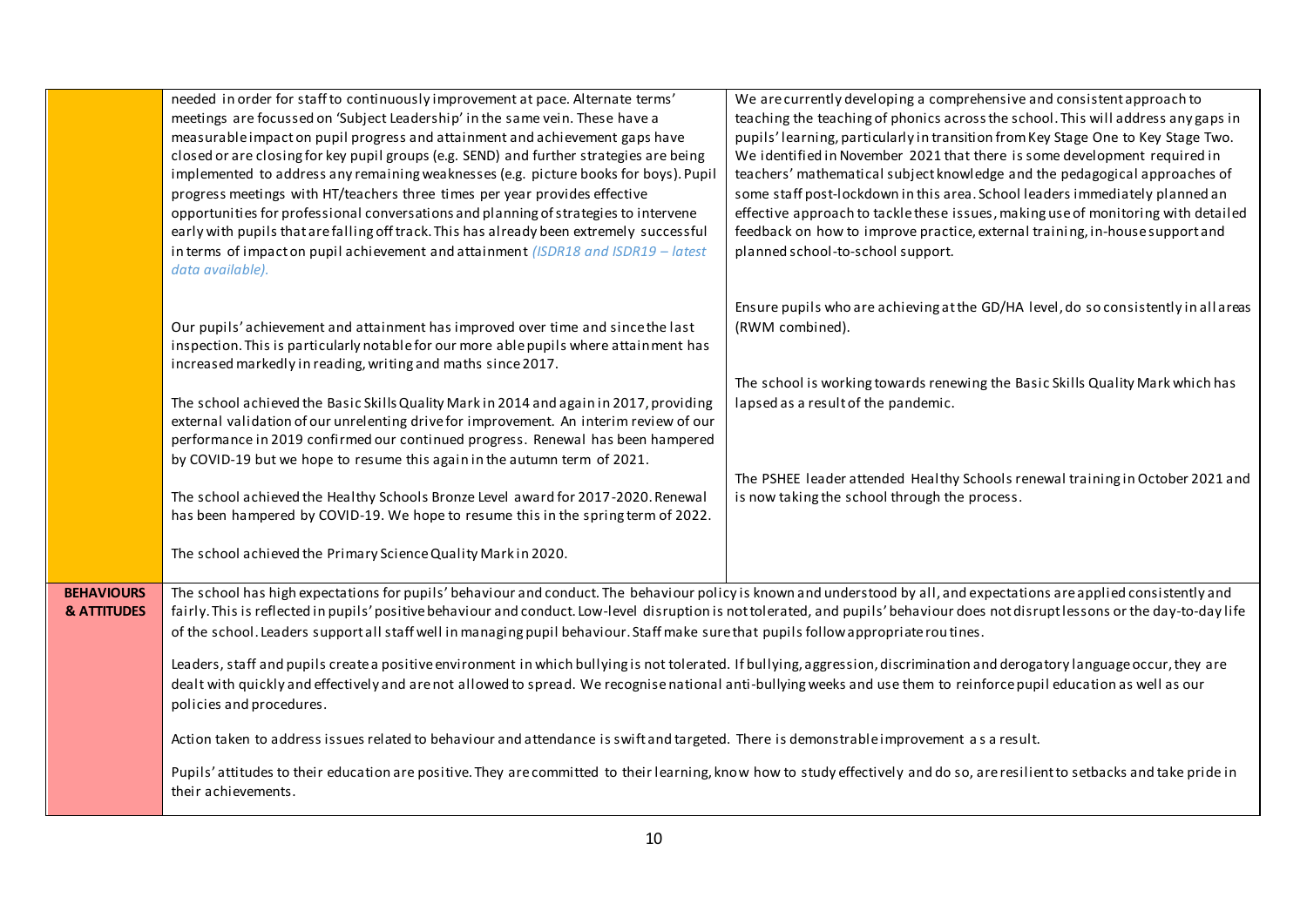| | | |
|---|---|---|
| | needed in order for staff to continuously improvement at pace. Alternate terms' meetings are focussed on 'Subject Leadership' in the same vein. These have a measurable impact on pupil progress and attainment and achievement gaps have closed or are closing for key pupil groups (e.g. SEND) and further strategies are being implemented to address any remaining weaknesses (e.g. picture books for boys). Pupil progress meetings with HT/teachers three times per year provides effective opportunities for professional conversations and planning of strategies to intervene early with pupils that are falling off track. This has already been extremely successful in terms of impact on pupil achievement and attainment *(ISDR18 and ISDR19 – latest data available).*<br><br>Our pupils' achievement and attainment has improved over time and since the last inspection. This is particularly notable for our more able pupils where attainment has increased markedly in reading, writing and maths since 2017.<br><br>The school achieved the Basic Skills Quality Mark in 2014 and again in 2017, providing external validation of our unrelenting drive for improvement. An interim review of our performance in 2019 confirmed our continued progress. Renewal has been hampered by COVID-19 but we hope to resume this again in the autumn term of 2021.<br><br>The school achieved the Healthy Schools Bronze Level award for 2017-2020. Renewal has been hampered by COVID-19. We hope to resume this in the spring term of 2022.<br><br>The school achieved the Primary Science Quality Mark in 2020. | We are currently developing a comprehensive and consistent approach to teaching the teaching of phonics across the school. This will address any gaps in pupils' learning, particularly in transition from Key Stage One to Key Stage Two. We identified in November 2021 that there is some development required in teachers' mathematical subject knowledge and the pedagogical approaches of some staff post-lockdown in this area. School leaders immediately planned an effective approach to tackle these issues, making use of monitoring with detailed feedback on how to improve practice, external training, in-house support and planned school-to-school support.<br><br>Ensure pupils who are achieving at the GD/HA level, do so consistently in all areas (RWM combined).<br><br>The school is working towards renewing the Basic Skills Quality Mark which has lapsed as a result of the pandemic.<br><br>The PSHEE leader attended Healthy Schools renewal training in October 2021 and is now taking the school through the process. |
| **BEHAVIOURS & ATTITUDES** | The school has high expectations for pupils' behaviour and conduct. The behaviour policy is known and understood by all, and expectations are applied consistently and fairly. This is reflected in pupils' positive behaviour and conduct. Low-level disruption is not tolerated, and pupils' behaviour does not disrupt lessons or the day-to-day life of the school. Leaders support all staff well in managing pupil behaviour. Staff make sure that pupils follow appropriate routines.<br><br>Leaders, staff and pupils create a positive environment in which bullying is not tolerated. If bullying, aggression, discrimination and derogatory language occur, they are dealt with quickly and effectively and are not allowed to spread. We recognise national anti-bullying weeks and use them to reinforce pupil education as well as our policies and procedures.<br><br>Action taken to address issues related to behaviour and attendance is swift and targeted. There is demonstrable improvement as a result.<br><br>Pupils' attitudes to their education are positive. They are committed to their learning, know how to study effectively and do so, are resilient to setbacks and take pride in their achievements. | |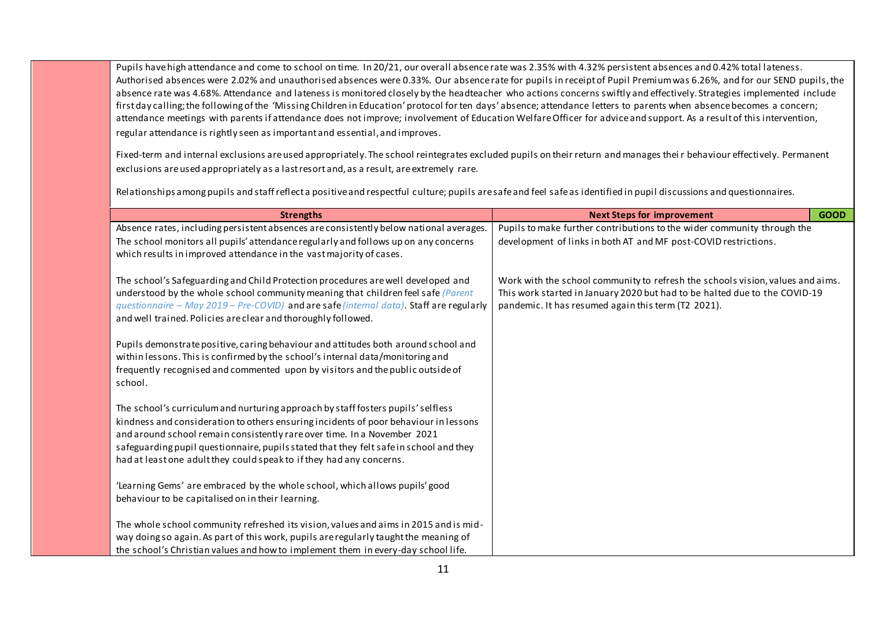Pupils have high attendance and come to school on time. In 20/21, our overall absence rate was 2.35% with 4.32% persistent absences and 0.42% total lateness. Authorised absences were 2.02% and unauthorised absences were 0.33%. Our absence rate for pupils in receipt of Pupil Premium was 6.26%, and for our SEND pupils, the absence rate was 4.68%. Attendance and lateness is monitored closely by the headteacher who actions concerns swiftly and effectively. Strategies implemented include first day calling; the following of the 'Missing Children in Education' protocol for ten days' absence; attendance letters to parents when absence becomes a concern; attendance meetings with parents if attendance does not improve; involvement of Education Welfare Officer for advice and support. As a result of this intervention, regular attendance is rightly seen as important and essential, and improves.

Fixed-term and internal exclusions are used appropriately. The school reintegrates excluded pupils on their return and manages their behaviour effectively. Permanent exclusions are used appropriately as a last resort and, as a result, are extremely rare.

Relationships among pupils and staff reflect a positive and respectful culture; pupils are safe and feel safe as identified in pupil discussions and questionnaires.

| Strengths | Next Steps for improvement | GOOD |
|---|---|---|
| Absence rates, including persistent absences are consistently below national averages. The school monitors all pupils' attendance regularly and follows up on any concerns which results in improved attendance in the vast majority of cases. | Pupils to make further contributions to the wider community through the development of links in both AT and MF post-COVID restrictions. | |
| The school's Safeguarding and Child Protection procedures are well developed and understood by the whole school community meaning that children feel safe *(Parent questionnaire – May 2019 – Pre-COVID)* and are safe *(internal data)*. Staff are regularly and well trained. Policies are clear and thoroughly followed. | Work with the school community to refresh the schools vision, values and aims. This work started in January 2020 but had to be halted due to the COVID-19 pandemic. It has resumed again this term (T2 2021). | |
| Pupils demonstrate positive, caring behaviour and attitudes both around school and within lessons. This is confirmed by the school's internal data/monitoring and frequently recognised and commented upon by visitors and the public outside of school. | | |
| The school's curriculum and nurturing approach by staff fosters pupils' selfless kindness and consideration to others ensuring incidents of poor behaviour in lessons and around school remain consistently rare over time. In a November 2021 safeguarding pupil questionnaire, pupils stated that they felt safe in school and they had at least one adult they could speak to if they had any concerns. | | |
| 'Learning Gems' are embraced by the whole school, which allows pupils' good behaviour to be capitalised on in their learning. | | |
| The whole school community refreshed its vision, values and aims in 2015 and is mid-way doing so again. As part of this work, pupils are regularly taught the meaning of the school's Christian values and how to implement them in every-day school life. | | |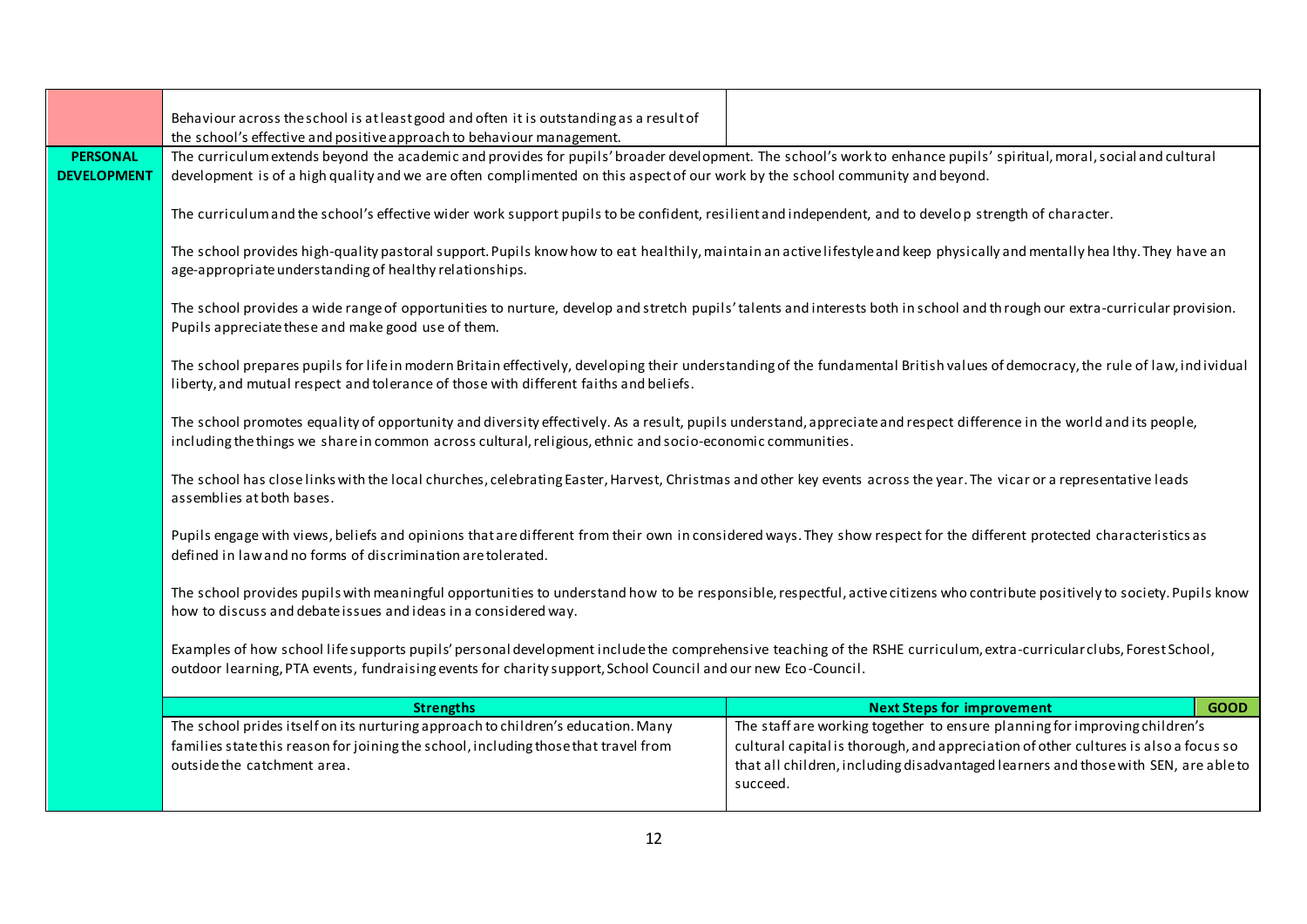| | | |
|---|---|---|
| | Behaviour across the school is at least good and often it is outstanding as a result of the school's effective and positive approach to behaviour management. | |

| **PERSONAL DEVELOPMENT** | | | |
|---|---|---|---|
| | The curriculum extends beyond the academic and provides for pupils' broader development. The school's work to enhance pupils' spiritual, moral, social and cultural development is of a high quality and we are often complimented on this aspect of our work by the school community and beyond.<br><br>The curriculum and the school's effective wider work support pupils to be confident, resilient and independent, and to develop strength of character.<br><br>The school provides high-quality pastoral support. Pupils know how to eat healthily, maintain an active lifestyle and keep physically and mentally healthy. They have an age-appropriate understanding of healthy relationships.<br><br>The school provides a wide range of opportunities to nurture, develop and stretch pupils' talents and interests both in school and through our extra-curricular provision. Pupils appreciate these and make good use of them.<br><br>The school prepares pupils for life in modern Britain effectively, developing their understanding of the fundamental British values of democracy, the rule of law, individual liberty, and mutual respect and tolerance of those with different faiths and beliefs.<br><br>The school promotes equality of opportunity and diversity effectively. As a result, pupils understand, appreciate and respect difference in the world and its people, including the things we share in common across cultural, religious, ethnic and socio-economic communities.<br><br>The school has close links with the local churches, celebrating Easter, Harvest, Christmas and other key events across the year. The vicar or a representative leads assemblies at both bases.<br><br>Pupils engage with views, beliefs and opinions that are different from their own in considered ways. They show respect for the different protected characteristics as defined in law and no forms of discrimination are tolerated.<br><br>The school provides pupils with meaningful opportunities to understand how to be responsible, respectful, active citizens who contribute positively to society. Pupils know how to discuss and debate issues and ideas in a considered way.<br><br>Examples of how school life supports pupils' personal development include the comprehensive teaching of the RSHE curriculum, extra-curricular clubs, Forest School, outdoor learning, PTA events, fundraising events for charity support, School Council and our new Eco-Council. | | |
| | **Strengths** | **Next Steps for improvement** | **GOOD** |
| | The school prides itself on its nurturing approach to children's education. Many families state this reason for joining the school, including those that travel from outside the catchment area. | The staff are working together to ensure planning for improving children's cultural capital is thorough, and appreciation of other cultures is also a focus so that all children, including disadvantaged learners and those with SEN, are able to succeed. | |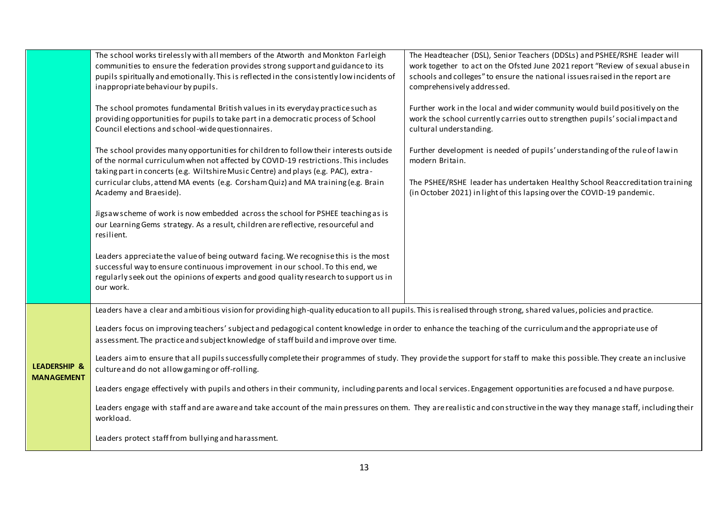| | | |
|---|---|---|
| | The school works tirelessly with all members of the Atworth and Monkton Farleigh communities to ensure the federation provides strong support and guidance to its pupils spiritually and emotionally. This is reflected in the consistently low incidents of inappropriate behaviour by pupils.<br><br>The school promotes fundamental British values in its everyday practice such as providing opportunities for pupils to take part in a democratic process of School Council elections and school-wide questionnaires.<br><br>The school provides many opportunities for children to follow their interests outside of the normal curriculum when not affected by COVID-19 restrictions. This includes taking part in concerts (e.g. Wiltshire Music Centre) and plays (e.g. PAC), extra-curricular clubs, attend MA events (e.g. Corsham Quiz) and MA training (e.g. Brain Academy and Braeside).<br><br>Jigsaw scheme of work is now embedded across the school for PSHEE teaching as is our Learning Gems strategy. As a result, children are reflective, resourceful and resilient.<br><br>Leaders appreciate the value of being outward facing. We recognise this is the most successful way to ensure continuous improvement in our school. To this end, we regularly seek out the opinions of experts and good quality research to support us in our work. | The Headteacher (DSL), Senior Teachers (DDSLs) and PSHEE/RSHE leader will work together to act on the Ofsted June 2021 report "Review of sexual abuse in schools and colleges" to ensure the national issues raised in the report are comprehensively addressed.<br><br>Further work in the local and wider community would build positively on the work the school currently carries out to strengthen pupils' social impact and cultural understanding.<br><br>Further development is needed of pupils' understanding of the rule of law in modern Britain.<br><br>The PSHEE/RSHE leader has undertaken Healthy School Reaccreditation training (in October 2021) in light of this lapsing over the COVID-19 pandemic. |
| **LEADERSHIP & MANAGEMENT** | Leaders have a clear and ambitious vision for providing high-quality education to all pupils. This is realised through strong, shared values, policies and practice.<br><br>Leaders focus on improving teachers' subject and pedagogical content knowledge in order to enhance the teaching of the curriculum and the appropriate use of assessment. The practice and subject knowledge of staff build and improve over time.<br><br>Leaders aim to ensure that all pupils successfully complete their programmes of study. They provide the support for staff to make this possible. They create an inclusive culture and do not allow gaming or off-rolling.<br><br>Leaders engage effectively with pupils and others in their community, including parents and local services. Engagement opportunities are focused and have purpose.<br><br>Leaders engage with staff and are aware and take account of the main pressures on them. They are realistic and constructive in the way they manage staff, including their workload.<br><br>Leaders protect staff from bullying and harassment. | |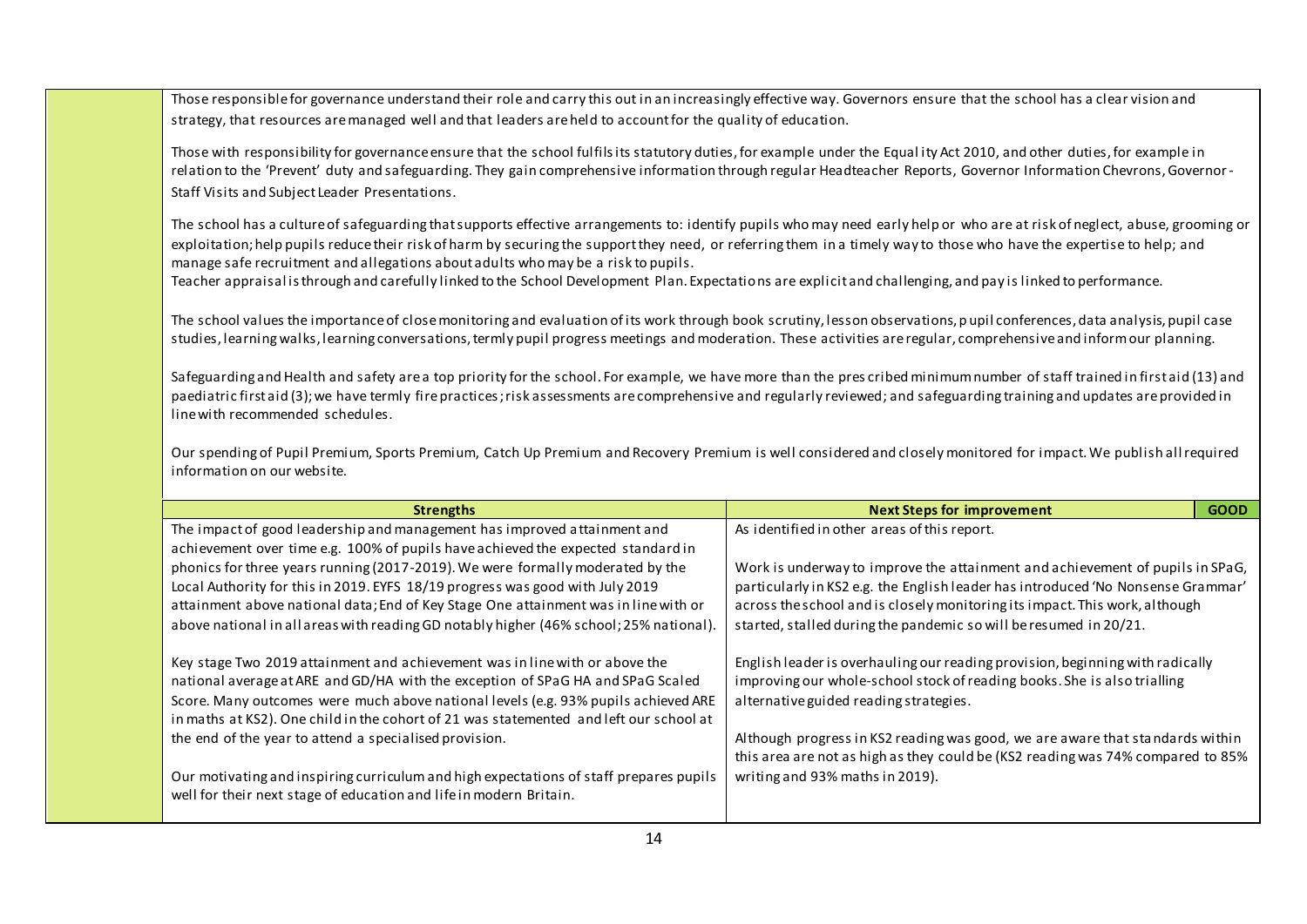Those responsible for governance understand their role and carry this out in an increasingly effective way. Governors ensure that the school has a clear vision and strategy, that resources are managed well and that leaders are held to account for the quality of education.

Those with responsibility for governance ensure that the school fulfils its statutory duties, for example under the Equality Act 2010, and other duties, for example in relation to the 'Prevent' duty and safeguarding. They gain comprehensive information through regular Headteacher Reports, Governor Information Chevrons, Governor-Staff Visits and Subject Leader Presentations.

The school has a culture of safeguarding that supports effective arrangements to: identify pupils who may need early help or who are at risk of neglect, abuse, grooming or exploitation; help pupils reduce their risk of harm by securing the support they need, or referring them in a timely way to those who have the expertise to help; and manage safe recruitment and allegations about adults who may be a risk to pupils.
Teacher appraisal is through and carefully linked to the School Development Plan. Expectations are explicit and challenging, and pay is linked to performance.

The school values the importance of close monitoring and evaluation of its work through book scrutiny, lesson observations, pupil conferences, data analysis, pupil case studies, learning walks, learning conversations, termly pupil progress meetings and moderation. These activities are regular, comprehensive and inform our planning.

Safeguarding and Health and safety are a top priority for the school. For example, we have more than the prescribed minimum number of staff trained in first aid (13) and paediatric first aid (3); we have termly fire practices; risk assessments are comprehensive and regularly reviewed; and safeguarding training and updates are provided in line with recommended schedules.

Our spending of Pupil Premium, Sports Premium, Catch Up Premium and Recovery Premium is well considered and closely monitored for impact. We publish all required information on our website.

| Strengths | Next Steps for improvement | GOOD |
|---|---|---|
| The impact of good leadership and management has improved attainment and achievement over time e.g. 100% of pupils have achieved the expected standard in phonics for three years running (2017-2019). We were formally moderated by the Local Authority for this in 2019. EYFS 18/19 progress was good with July 2019 attainment above national data; End of Key Stage One attainment was in line with or above national in all areas with reading GD notably higher (46% school; 25% national).<br><br>Key stage Two 2019 attainment and achievement was in line with or above the national average at ARE and GD/HA with the exception of SPaG HA and SPaG Scaled Score. Many outcomes were much above national levels (e.g. 93% pupils achieved ARE in maths at KS2). One child in the cohort of 21 was statemented and left our school at the end of the year to attend a specialised provision.<br><br>Our motivating and inspiring curriculum and high expectations of staff prepares pupils well for their next stage of education and life in modern Britain. | As identified in other areas of this report.<br><br>Work is underway to improve the attainment and achievement of pupils in SPaG, particularly in KS2 e.g. the English leader has introduced 'No Nonsense Grammar' across the school and is closely monitoring its impact. This work, although started, stalled during the pandemic so will be resumed in 20/21.<br><br>English leader is overhauling our reading provision, beginning with radically improving our whole-school stock of reading books. She is also trialling alternative guided reading strategies.<br><br>Although progress in KS2 reading was good, we are aware that standards within this area are not as high as they could be (KS2 reading was 74% compared to 85% writing and 93% maths in 2019). | |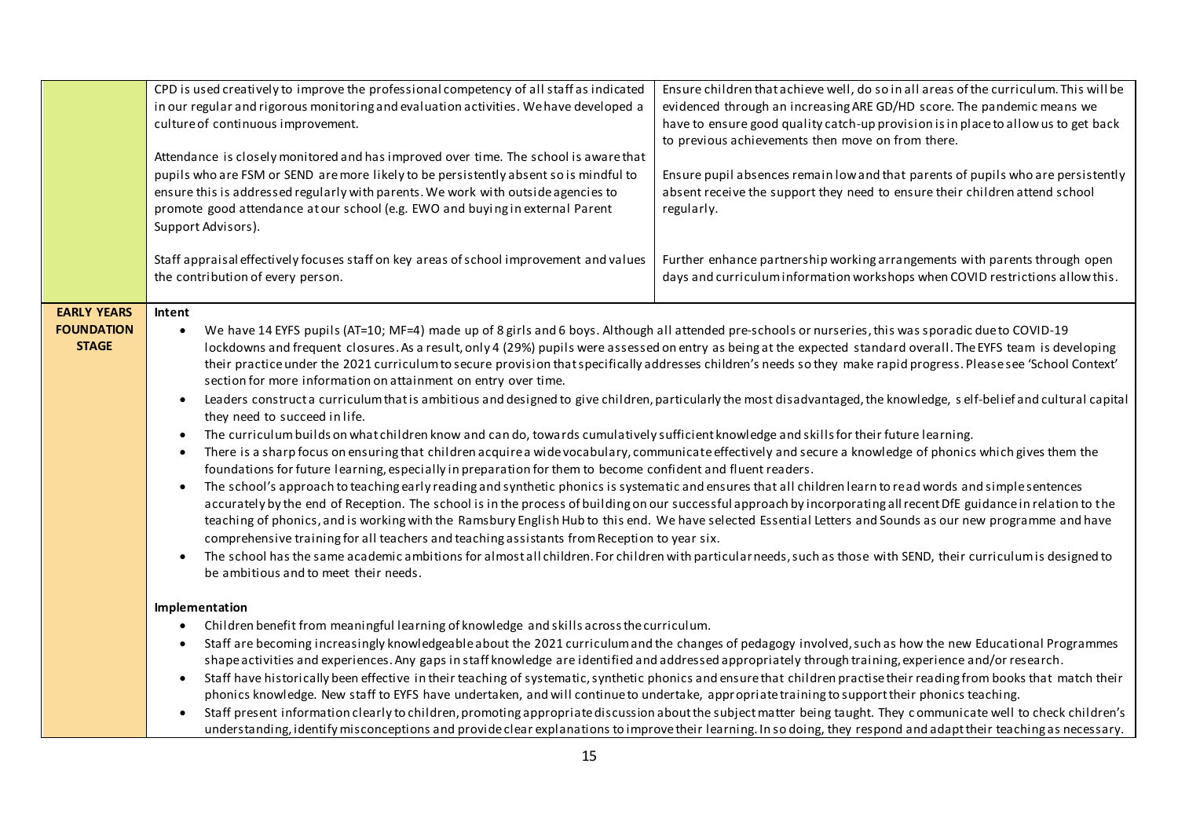| | | |
|---|---|---|
| | CPD is used creatively to improve the professional competency of all staff as indicated in our regular and rigorous monitoring and evaluation activities. We have developed a culture of continuous improvement.<br><br>Attendance is closely monitored and has improved over time. The school is aware that pupils who are FSM or SEND are more likely to be persistently absent so is mindful to ensure this is addressed regularly with parents. We work with outside agencies to promote good attendance at our school (e.g. EWO and buying in external Parent Support Advisors).<br><br>Staff appraisal effectively focuses staff on key areas of school improvement and values the contribution of every person. | Ensure children that achieve well, do so in all areas of the curriculum. This will be evidenced through an increasing ARE GD/HD score. The pandemic means we have to ensure good quality catch-up provision is in place to allow us to get back to previous achievements then move on from there.<br><br>Ensure pupil absences remain low and that parents of pupils who are persistently absent receive the support they need to ensure their children attend school regularly.<br><br>Further enhance partnership working arrangements with parents through open days and curriculum information workshops when COVID restrictions allow this. |
| **EARLY YEARS FOUNDATION STAGE** | **Intent**<br>• We have 14 EYFS pupils (AT=10; MF=4) made up of 8 girls and 6 boys. Although all attended pre-schools or nurseries, this was sporadic due to COVID-19 lockdowns and frequent closures. As a result, only 4 (29%) pupils were assessed on entry as being at the expected standard overall. The EYFS team is developing their practice under the 2021 curriculum to secure provision that specifically addresses children's needs so they make rapid progress. Please see 'School Context' section for more information on attainment on entry over time.<br>• Leaders construct a curriculum that is ambitious and designed to give children, particularly the most disadvantaged, the knowledge, self-belief and cultural capital they need to succeed in life.<br>• The curriculum builds on what children know and can do, towards cumulatively sufficient knowledge and skills for their future learning.<br>• There is a sharp focus on ensuring that children acquire a wide vocabulary, communicate effectively and secure a knowledge of phonics which gives them the foundations for future learning, especially in preparation for them to become confident and fluent readers.<br>• The school's approach to teaching early reading and synthetic phonics is systematic and ensures that all children learn to read words and simple sentences accurately by the end of Reception. The school is in the process of building on our successful approach by incorporating all recent DfE guidance in relation to the teaching of phonics, and is working with the Ramsbury English Hub to this end. We have selected Essential Letters and Sounds as our new programme and have comprehensive training for all teachers and teaching assistants from Reception to year six.<br>• The school has the same academic ambitions for almost all children. For children with particular needs, such as those with SEND, their curriculum is designed to be ambitious and to meet their needs.<br><br>**Implementation**<br>• Children benefit from meaningful learning of knowledge and skills across the curriculum.<br>• Staff are becoming increasingly knowledgeable about the 2021 curriculum and the changes of pedagogy involved, such as how the new Educational Programmes shape activities and experiences. Any gaps in staff knowledge are identified and addressed appropriately through training, experience and/or research.<br>• Staff have historically been effective in their teaching of systematic, synthetic phonics and ensure that children practise their reading from books that match their phonics knowledge. New staff to EYFS have undertaken, and will continue to undertake, appropriate training to support their phonics teaching.<br>• Staff present information clearly to children, promoting appropriate discussion about the subject matter being taught. They communicate well to check children's understanding, identify misconceptions and provide clear explanations to improve their learning. In so doing, they respond and adapt their teaching as necessary. | |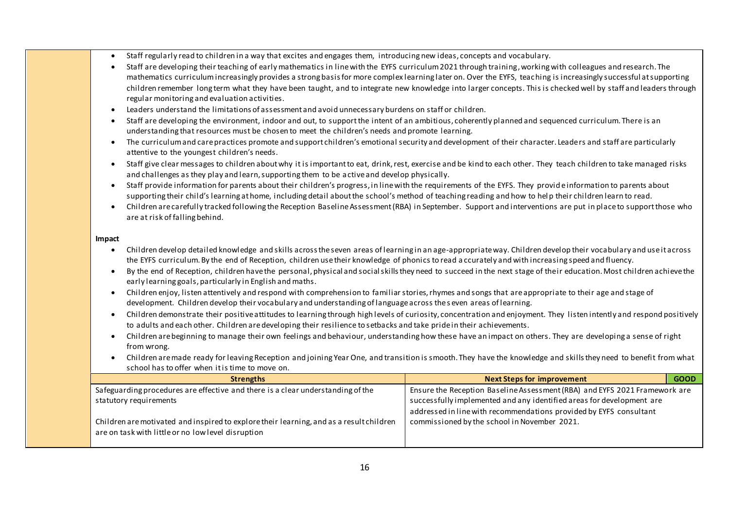- Staff regularly read to children in a way that excites and engages them, introducing new ideas, concepts and vocabulary.
- Staff are developing their teaching of early mathematics in line with the EYFS curriculum 2021 through training, working with colleagues and research. The mathematics curriculum increasingly provides a strong basis for more complex learning later on. Over the EYFS, teaching is increasingly successful at supporting children remember long term what they have been taught, and to integrate new knowledge into larger concepts. This is checked well by staff and leaders through regular monitoring and evaluation activities.
- Leaders understand the limitations of assessment and avoid unnecessary burdens on staff or children.
- Staff are developing the environment, indoor and out, to support the intent of an ambitious, coherently planned and sequenced curriculum. There is an understanding that resources must be chosen to meet the children's needs and promote learning.
- The curriculum and care practices promote and support children's emotional security and development of their character. Leaders and staff are particularly attentive to the youngest children's needs.
- Staff give clear messages to children about why it is important to eat, drink, rest, exercise and be kind to each other. They teach children to take managed risks and challenges as they play and learn, supporting them to be active and develop physically.
- Staff provide information for parents about their children's progress, in line with the requirements of the EYFS. They provide information to parents about supporting their child's learning at home, including detail about the school's method of teaching reading and how to help their children learn to read.
- Children are carefully tracked following the Reception Baseline Assessment (RBA) in September. Support and interventions are put in place to support those who are at risk of falling behind.

**Impact**

- Children develop detailed knowledge and skills across the seven areas of learning in an age-appropriate way. Children develop their vocabulary and use it across the EYFS curriculum. By the end of Reception, children use their knowledge of phonics to read accurately and with increasing speed and fluency.
- By the end of Reception, children have the personal, physical and social skills they need to succeed in the next stage of their education. Most children achieve the early learning goals, particularly in English and maths.
- Children enjoy, listen attentively and respond with comprehension to familiar stories, rhymes and songs that are appropriate to their age and stage of development. Children develop their vocabulary and understanding of language across the seven areas of learning.
- Children demonstrate their positive attitudes to learning through high levels of curiosity, concentration and enjoyment. They listen intently and respond positively to adults and each other. Children are developing their resilience to setbacks and take pride in their achievements.
- Children are beginning to manage their own feelings and behaviour, understanding how these have an impact on others. They are developing a sense of right from wrong.
- Children are made ready for leaving Reception and joining Year One, and transition is smooth. They have the knowledge and skills they need to benefit from what school has to offer when it is time to move on.

| Strengths | Next Steps for improvement | GOOD |
|---|---|---|
| Safeguarding procedures are effective and there is a clear understanding of the statutory requirements<br><br>Children are motivated and inspired to explore their learning, and as a result children are on task with little or no low level disruption | Ensure the Reception Baseline Assessment (RBA) and EYFS 2021 Framework are successfully implemented and any identified areas for development are addressed in line with recommendations provided by EYFS consultant commissioned by the school in November 2021. | |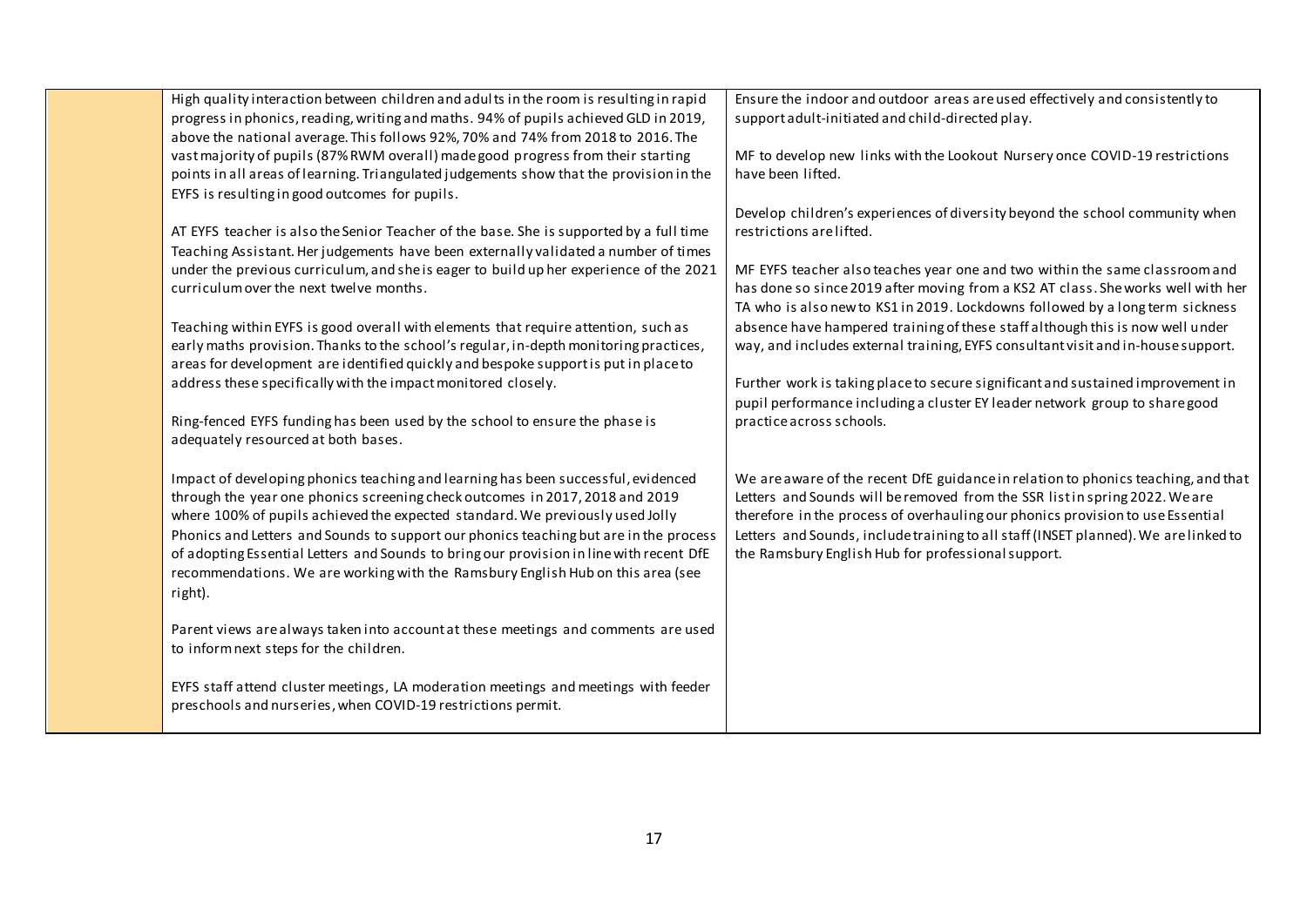| | | |
|---|---|---|
| | High quality interaction between children and adults in the room is resulting in rapid progress in phonics, reading, writing and maths. 94% of pupils achieved GLD in 2019, above the national average. This follows 92%, 70% and 74% from 2018 to 2016. The vast majority of pupils (87% RWM overall) made good progress from their starting points in all areas of learning. Triangulated judgements show that the provision in the EYFS is resulting in good outcomes for pupils.<br><br>AT EYFS teacher is also the Senior Teacher of the base. She is supported by a full time Teaching Assistant. Her judgements have been externally validated a number of times under the previous curriculum, and she is eager to build up her experience of the 2021 curriculum over the next twelve months.<br><br>Teaching within EYFS is good overall with elements that require attention, such as early maths provision. Thanks to the school's regular, in-depth monitoring practices, areas for development are identified quickly and bespoke support is put in place to address these specifically with the impact monitored closely.<br><br>Ring-fenced EYFS funding has been used by the school to ensure the phase is adequately resourced at both bases.<br><br>Impact of developing phonics teaching and learning has been successful, evidenced through the year one phonics screening check outcomes in 2017, 2018 and 2019 where 100% of pupils achieved the expected standard. We previously used Jolly Phonics and Letters and Sounds to support our phonics teaching but are in the process of adopting Essential Letters and Sounds to bring our provision in line with recent DfE recommendations. We are working with the Ramsbury English Hub on this area (see right).<br><br>Parent views are always taken into account at these meetings and comments are used to inform next steps for the children.<br><br>EYFS staff attend cluster meetings, LA moderation meetings and meetings with feeder preschools and nurseries, when COVID-19 restrictions permit. | Ensure the indoor and outdoor areas are used effectively and consistently to support adult-initiated and child-directed play.<br><br>MF to develop new links with the Lookout Nursery once COVID-19 restrictions have been lifted.<br><br>Develop children's experiences of diversity beyond the school community when restrictions are lifted.<br><br>MF EYFS teacher also teaches year one and two within the same classroom and has done so since 2019 after moving from a KS2 AT class. She works well with her TA who is also new to KS1 in 2019. Lockdowns followed by a long term sickness absence have hampered training of these staff although this is now well under way, and includes external training, EYFS consultant visit and in-house support.<br><br>Further work is taking place to secure significant and sustained improvement in pupil performance including a cluster EY leader network group to share good practice across schools.<br><br>We are aware of the recent DfE guidance in relation to phonics teaching, and that Letters and Sounds will be removed from the SSR list in spring 2022. We are therefore in the process of overhauling our phonics provision to use Essential Letters and Sounds, include training to all staff (INSET planned). We are linked to the Ramsbury English Hub for professional support. |